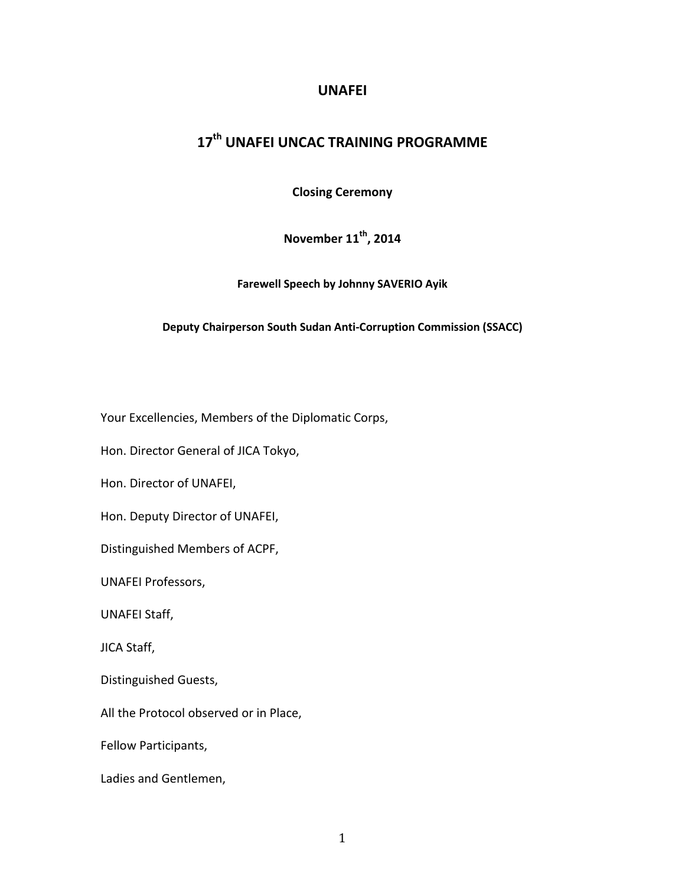# UNAFEI

## 17th UNAFEI UNCAC TRAINING PROGRAMME

**Closing Ceremony**

**November 11th, 2014**

**Farewell Speech by Johnny SAVERIO Ayik**

**Deputy Chairperson South Sudan Anti-Corruption Commission (SSACC)**

Your Excellencies, Members of the Diplomatic Corps,

Hon. Director General of JICA Tokyo,

Hon. Director of UNAFEI,

Hon. Deputy Director of UNAFEI,

Distinguished Members of ACPF,

UNAFEI Professors,

UNAFEI Staff,

JICA Staff,

Distinguished Guests,

All the Protocol observed or in Place,

Fellow Participants,

Ladies and Gentlemen,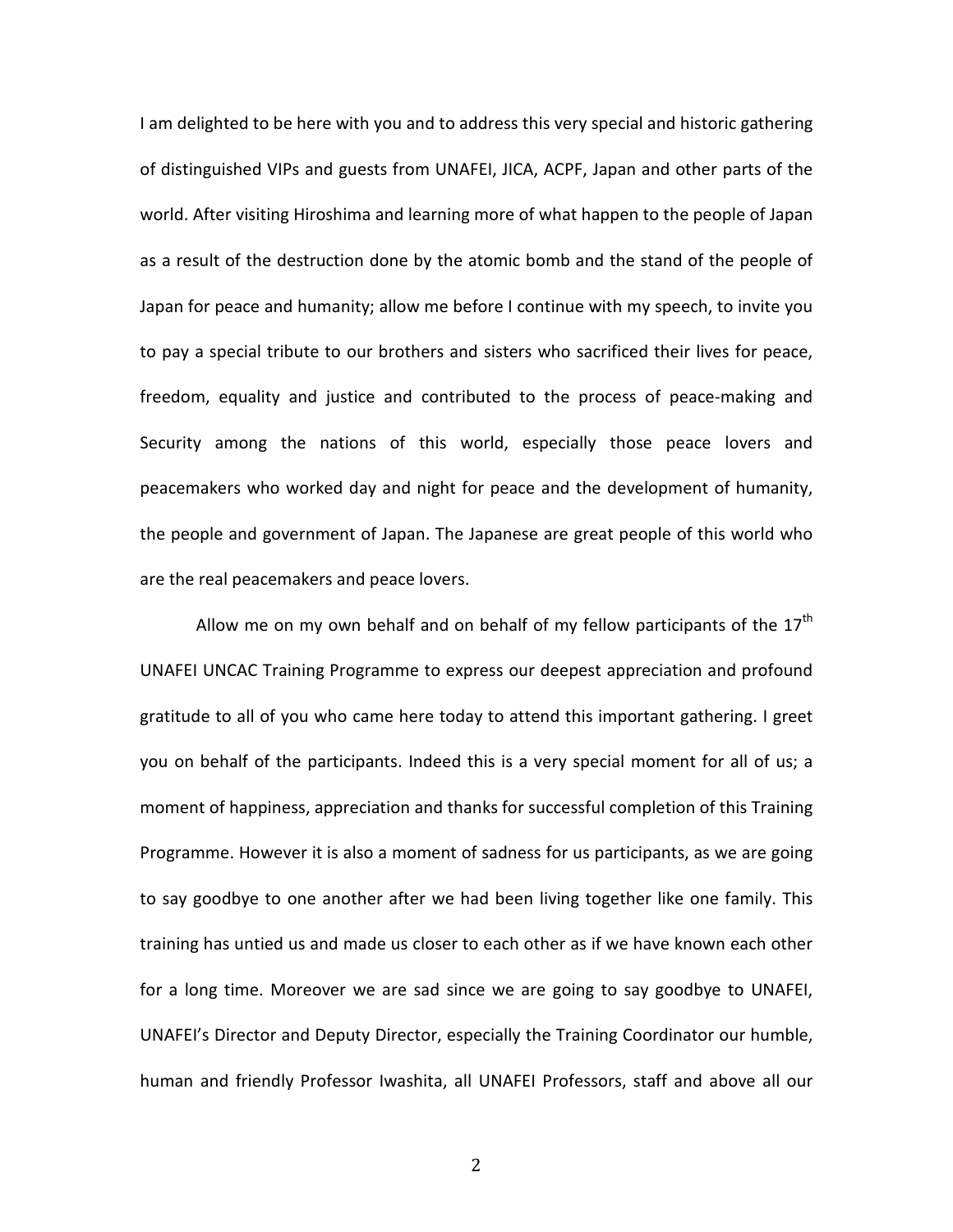I am delighted to be here with you and to address this very special and historic gathering of distinguished VIPs and guests from UNAFEI, JICA, ACPF, Japan and other parts of the world. After visiting Hiroshima and learning more of what happen to the people of Japan as a result of the destruction done by the atomic bomb and the stand of the people of Japan for peace and humanity; allow me before I continue with my speech, to invite you to pay a special tribute to our brothers and sisters who sacrificed their lives for peace, freedom, equality and justice and contributed to the process of peace-making and Security among the nations of this world, especially those peace lovers and peacemakers who worked day and night for peace and the development of humanity, the people and government of Japan. The Japanese are great people of this world who are the real peacemakers and peace lovers.

Allow me on my own behalf and on behalf of my fellow participants of the 17th UNAFEI UNCAC Training Programme to express our deepest appreciation and profound gratitude to all of you who came here today to attend this important gathering. I greet you on behalf of the participants. Indeed this is a very special moment for all of us; a moment of happiness, appreciation and thanks for successful completion of this Training Programme. However it is also a moment of sadness for us participants, as we are going to say goodbye to one another after we had been living together like one family. This training has untied us and made us closer to each other as if we have known each other for a long time. Moreover we are sad since we are going to say goodbye to UNAFEI, UNAFEI's Director and Deputy Director, especially the Training Coordinator our humble, human and friendly Professor Iwashita, all UNAFEI Professors, staff and above all our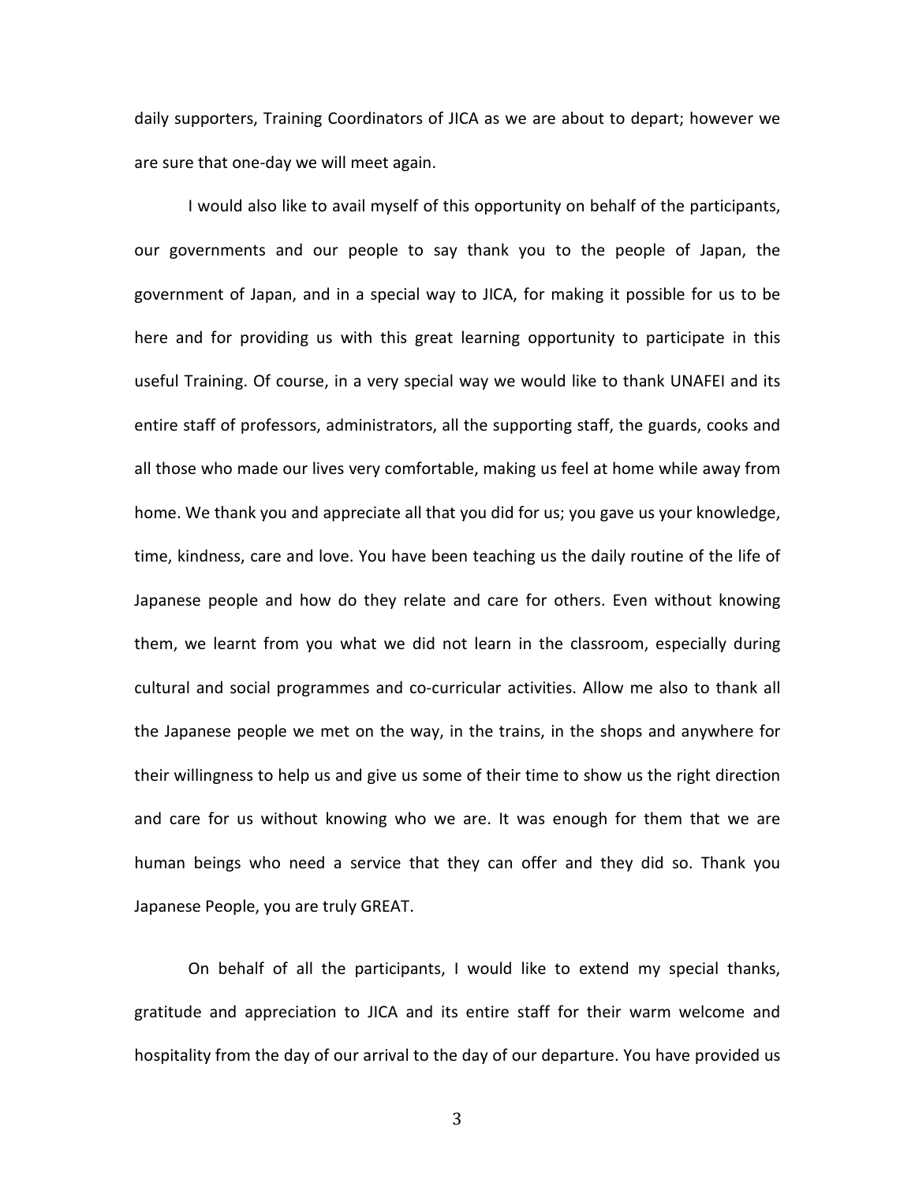daily supporters, Training Coordinators of JICA as we are about to depart; however we are sure that one-day we will meet again.

I would also like to avail myself of this opportunity on behalf of the participants, our governments and our people to say thank you to the people of Japan, the government of Japan, and in a special way to JICA, for making it possible for us to be here and for providing us with this great learning opportunity to participate in this useful Training. Of course, in a very special way we would like to thank UNAFEI and its entire staff of professors, administrators, all the supporting staff, the guards, cooks and all those who made our lives very comfortable, making us feel at home while away from home. We thank you and appreciate all that you did for us; you gave us your knowledge, time, kindness, care and love. You have been teaching us the daily routine of the life of Japanese people and how do they relate and care for others. Even without knowing them, we learnt from you what we did not learn in the classroom, especially during cultural and social programmes and co-curricular activities. Allow me also to thank all the Japanese people we met on the way, in the trains, in the shops and anywhere for their willingness to help us and give us some of their time to show us the right direction and care for us without knowing who we are. It was enough for them that we are human beings who need a service that they can offer and they did so. Thank you Japanese People, you are truly GREAT.

On behalf of all the participants, I would like to extend my special thanks, gratitude and appreciation to JICA and its entire staff for their warm welcome and hospitality from the day of our arrival to the day of our departure. You have provided us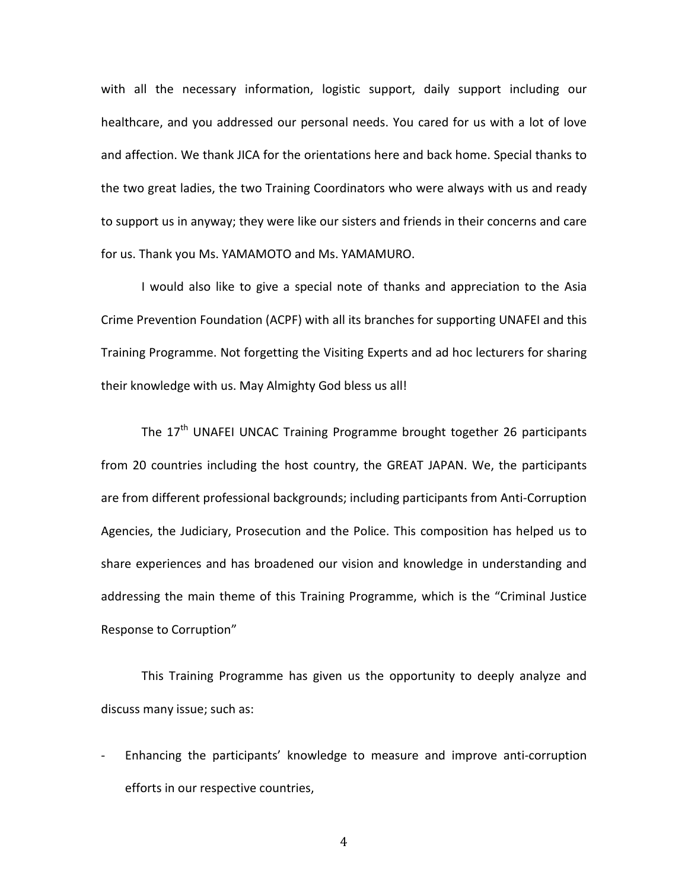with all the necessary information, logistic support, daily support including our healthcare, and you addressed our personal needs. You cared for us with a lot of love and affection. We thank JICA for the orientations here and back home. Special thanks to the two great ladies, the two Training Coordinators who were always with us and ready to support us in anyway; they were like our sisters and friends in their concerns and care for us. Thank you Ms. YAMAMOTO and Ms. YAMAMURO.

I would also like to give a special note of thanks and appreciation to the Asia Crime Prevention Foundation (ACPF) with all its branches for supporting UNAFEI and this Training Programme. Not forgetting the Visiting Experts and ad hoc lecturers for sharing their knowledge with us. May Almighty God bless us all!

The 17th UNAFEI UNCAC Training Programme brought together 26 participants from 20 countries including the host country, the GREAT JAPAN. We, the participants are from different professional backgrounds; including participants from Anti-Corruption Agencies, the Judiciary, Prosecution and the Police. This composition has helped us to share experiences and has broadened our vision and knowledge in understanding and addressing the main theme of this Training Programme, which is the "Criminal Justice Response to Corruption"

This Training Programme has given us the opportunity to deeply analyze and discuss many issue; such as:

- Enhancing the participants' knowledge to measure and improve anti-corruption efforts in our respective countries,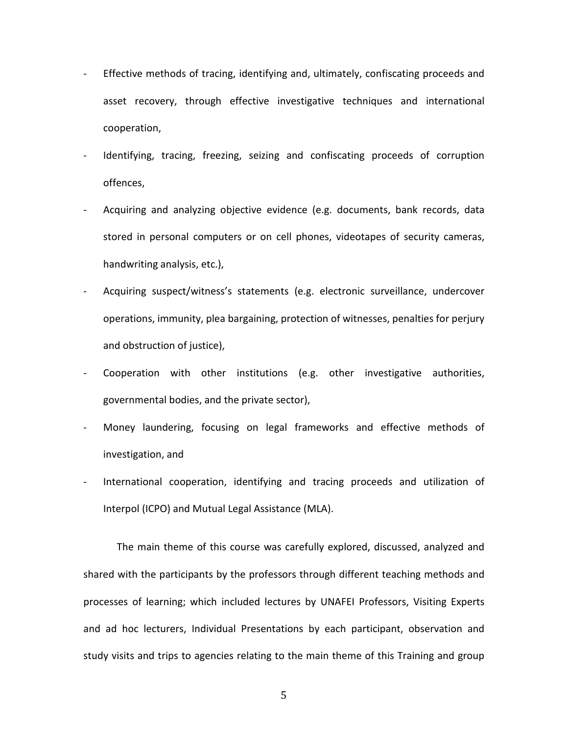- Effective methods of tracing, identifying and, ultimately, confiscating proceeds and asset recovery, through effective investigative techniques and international cooperation,
- Identifying, tracing, freezing, seizing and confiscating proceeds of corruption offences,
- Acquiring and analyzing objective evidence (e.g. documents, bank records, data stored in personal computers or on cell phones, videotapes of security cameras, handwriting analysis, etc.),
- Acquiring suspect/witness's statements (e.g. electronic surveillance, undercover operations, immunity, plea bargaining, protection of witnesses, penalties for perjury and obstruction of justice),
- Cooperation with other institutions (e.g. other investigative authorities, governmental bodies, and the private sector),
- Money laundering, focusing on legal frameworks and effective methods of investigation, and
- International cooperation, identifying and tracing proceeds and utilization of Interpol (ICPO) and Mutual Legal Assistance (MLA).

The main theme of this course was carefully explored, discussed, analyzed and shared with the participants by the professors through different teaching methods and processes of learning; which included lectures by UNAFEI Professors, Visiting Experts and ad hoc lecturers, Individual Presentations by each participant, observation and study visits and trips to agencies relating to the main theme of this Training and group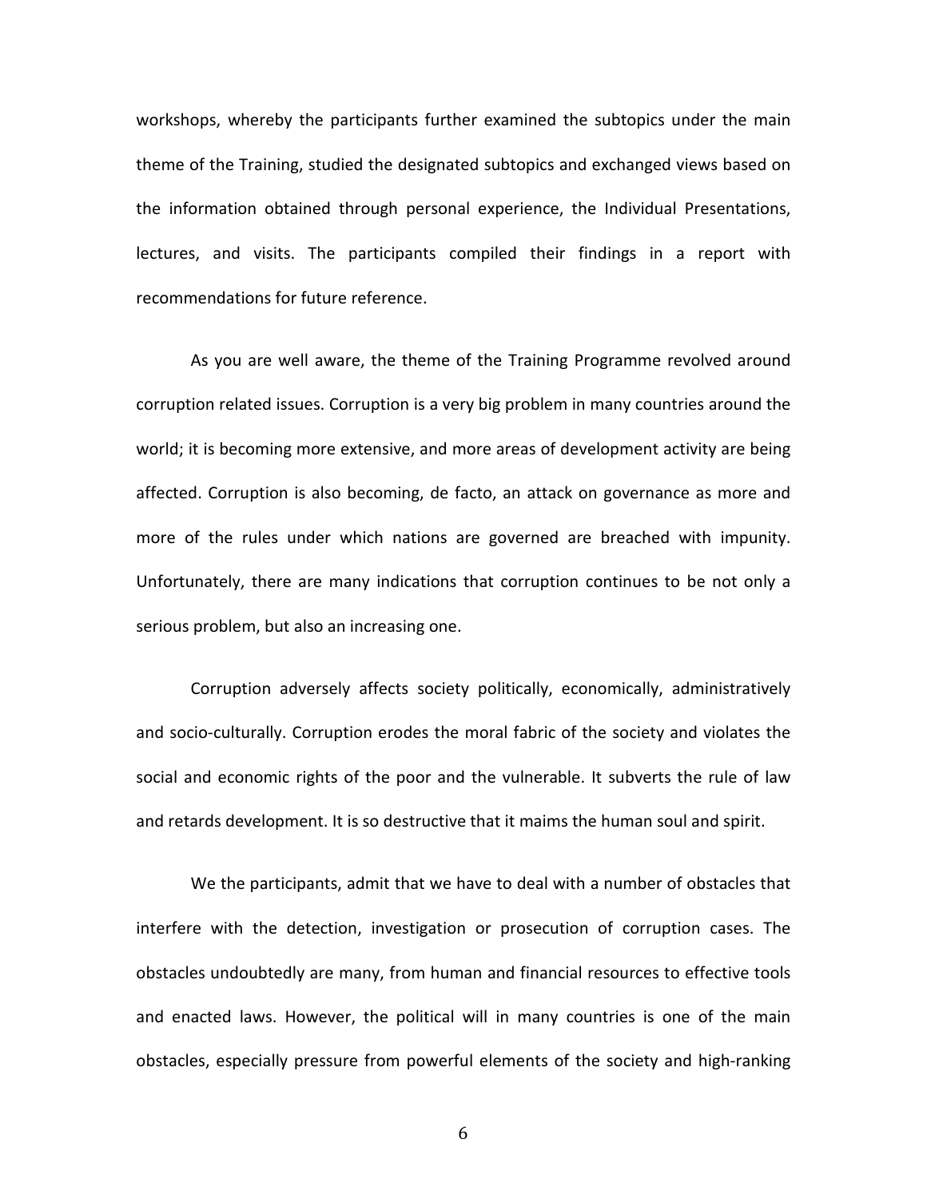workshops, whereby the participants further examined the subtopics under the main theme of the Training, studied the designated subtopics and exchanged views based on the information obtained through personal experience, the Individual Presentations, lectures, and visits. The participants compiled their findings in a report with recommendations for future reference.

As you are well aware, the theme of the Training Programme revolved around corruption related issues. Corruption is a very big problem in many countries around the world; it is becoming more extensive, and more areas of development activity are being affected. Corruption is also becoming, de facto, an attack on governance as more and more of the rules under which nations are governed are breached with impunity. Unfortunately, there are many indications that corruption continues to be not only a serious problem, but also an increasing one.

Corruption adversely affects society politically, economically, administratively and socio-culturally. Corruption erodes the moral fabric of the society and violates the social and economic rights of the poor and the vulnerable. It subverts the rule of law and retards development. It is so destructive that it maims the human soul and spirit.

We the participants, admit that we have to deal with a number of obstacles that interfere with the detection, investigation or prosecution of corruption cases. The obstacles undoubtedly are many, from human and financial resources to effective tools and enacted laws. However, the political will in many countries is one of the main obstacles, especially pressure from powerful elements of the society and high-ranking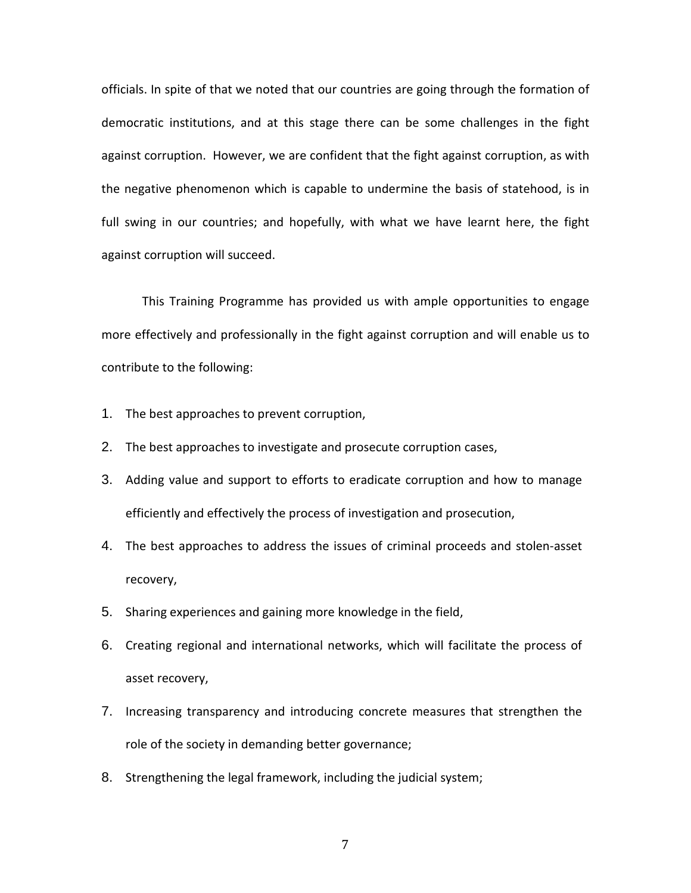officials. In spite of that we noted that our countries are going through the formation of democratic institutions, and at this stage there can be some challenges in the fight against corruption. However, we are confident that the fight against corruption, as with the negative phenomenon which is capable to undermine the basis of statehood, is in full swing in our countries; and hopefully, with what we have learnt here, the fight against corruption will succeed.

This Training Programme has provided us with ample opportunities to engage more effectively and professionally in the fight against corruption and will enable us to contribute to the following:

1. The best approaches to prevent corruption,
2. The best approaches to investigate and prosecute corruption cases,
3. Adding value and support to efforts to eradicate corruption and how to manage efficiently and effectively the process of investigation and prosecution,
4. The best approaches to address the issues of criminal proceeds and stolen-asset recovery,
5. Sharing experiences and gaining more knowledge in the field,
6. Creating regional and international networks, which will facilitate the process of asset recovery,
7. Increasing transparency and introducing concrete measures that strengthen the role of the society in demanding better governance;
8. Strengthening the legal framework, including the judicial system;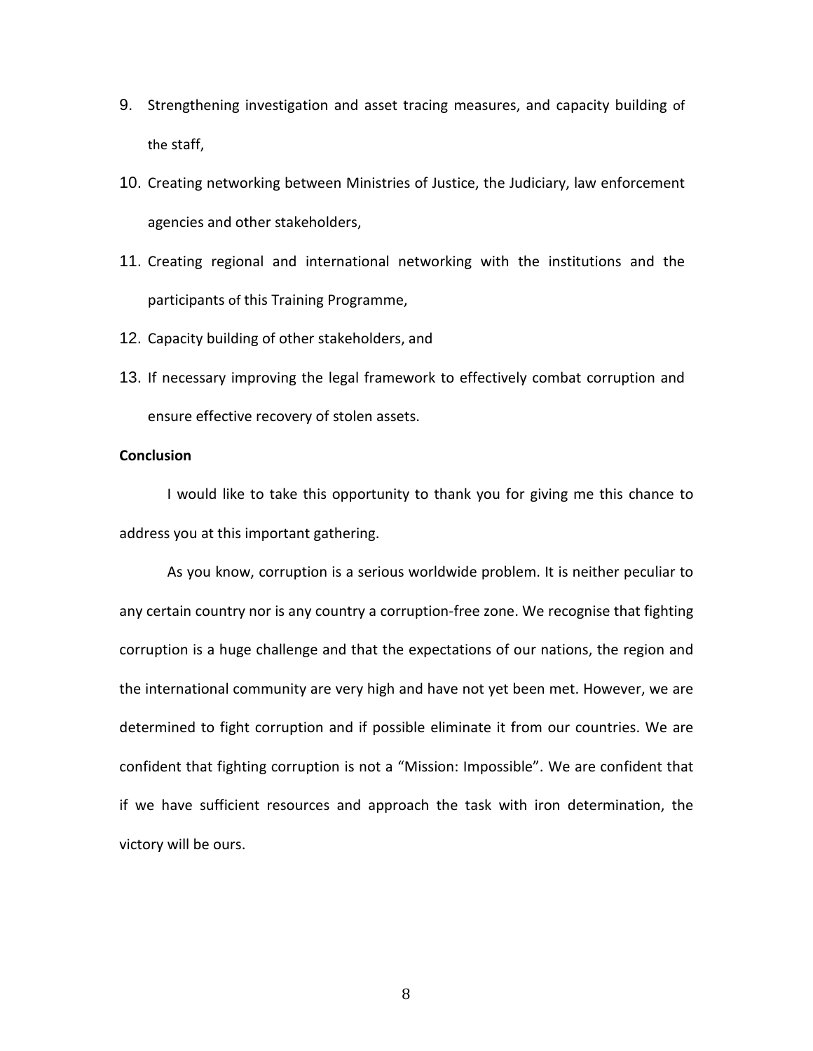9. Strengthening investigation and asset tracing measures, and capacity building of the staff,
10. Creating networking between Ministries of Justice, the Judiciary, law enforcement agencies and other stakeholders,
11. Creating regional and international networking with the institutions and the participants of this Training Programme,
12. Capacity building of other stakeholders, and
13. If necessary improving the legal framework to effectively combat corruption and ensure effective recovery of stolen assets.

**Conclusion**

I would like to take this opportunity to thank you for giving me this chance to address you at this important gathering.

As you know, corruption is a serious worldwide problem. It is neither peculiar to any certain country nor is any country a corruption-free zone. We recognise that fighting corruption is a huge challenge and that the expectations of our nations, the region and the international community are very high and have not yet been met. However, we are determined to fight corruption and if possible eliminate it from our countries. We are confident that fighting corruption is not a "Mission: Impossible". We are confident that if we have sufficient resources and approach the task with iron determination, the victory will be ours.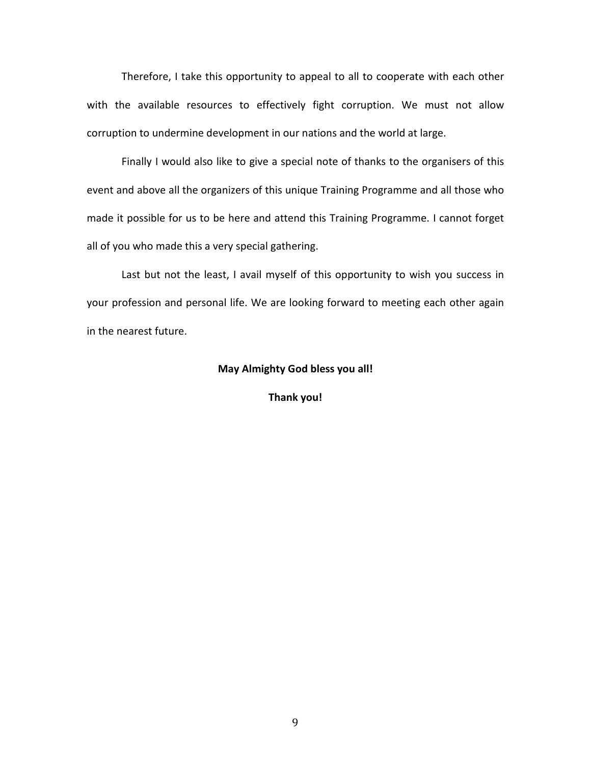Therefore, I take this opportunity to appeal to all to cooperate with each other with the available resources to effectively fight corruption. We must not allow corruption to undermine development in our nations and the world at large.

Finally I would also like to give a special note of thanks to the organisers of this event and above all the organizers of this unique Training Programme and all those who made it possible for us to be here and attend this Training Programme. I cannot forget all of you who made this a very special gathering.

Last but not the least, I avail myself of this opportunity to wish you success in your profession and personal life. We are looking forward to meeting each other again in the nearest future.

**May Almighty God bless you all!**

**Thank you!**